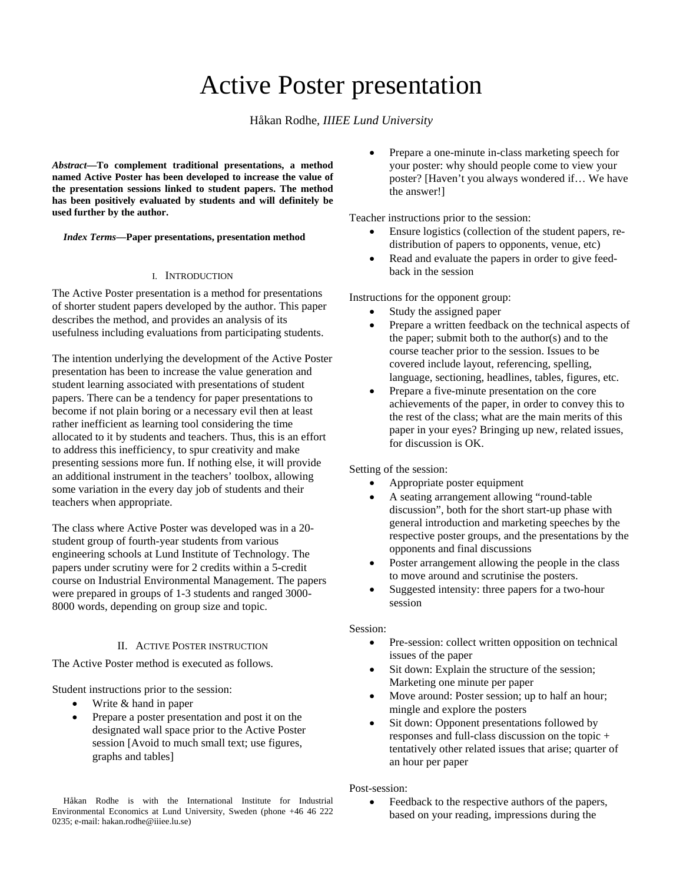# Active Poster presentation

Håkan Rodhe, *IIIEE Lund University*

***Abstract*—To complement traditional presentations, a method named Active Poster has been developed to increase the value of the presentation sessions linked to student papers. The method has been positively evaluated by students and will definitely be used further by the author.**

***Index Terms*—Paper presentations, presentation method**

## I. Introduction

The Active Poster presentation is a method for presentations of shorter student papers developed by the author. This paper describes the method, and provides an analysis of its usefulness including evaluations from participating students.

The intention underlying the development of the Active Poster presentation has been to increase the value generation and student learning associated with presentations of student papers. There can be a tendency for paper presentations to become if not plain boring or a necessary evil then at least rather inefficient as learning tool considering the time allocated to it by students and teachers. Thus, this is an effort to address this inefficiency, to spur creativity and make presenting sessions more fun. If nothing else, it will provide an additional instrument in the teachers' toolbox, allowing some variation in the every day job of students and their teachers when appropriate.

The class where Active Poster was developed was in a 20-student group of fourth-year students from various engineering schools at Lund Institute of Technology. The papers under scrutiny were for 2 credits within a 5-credit course on Industrial Environmental Management. The papers were prepared in groups of 1-3 students and ranged 3000-8000 words, depending on group size and topic.

## II. Active Poster instruction

The Active Poster method is executed as follows.

Student instructions prior to the session:

- Write & hand in paper
- Prepare a poster presentation and post it on the designated wall space prior to the Active Poster session [Avoid to much small text; use figures, graphs and tables]
- Prepare a one-minute in-class marketing speech for your poster: why should people come to view your poster? [Haven't you always wondered if… We have the answer!]

Teacher instructions prior to the session:

- Ensure logistics (collection of the student papers, re-distribution of papers to opponents, venue, etc)
- Read and evaluate the papers in order to give feed-back in the session

Instructions for the opponent group:

- Study the assigned paper
- Prepare a written feedback on the technical aspects of the paper; submit both to the author(s) and to the course teacher prior to the session. Issues to be covered include layout, referencing, spelling, language, sectioning, headlines, tables, figures, etc.
- Prepare a five-minute presentation on the core achievements of the paper, in order to convey this to the rest of the class; what are the main merits of this paper in your eyes? Bringing up new, related issues, for discussion is OK.

Setting of the session:

- Appropriate poster equipment
- A seating arrangement allowing "round-table discussion", both for the short start-up phase with general introduction and marketing speeches by the respective poster groups, and the presentations by the opponents and final discussions
- Poster arrangement allowing the people in the class to move around and scrutinise the posters.
- Suggested intensity: three papers for a two-hour session

Session:

- Pre-session: collect written opposition on technical issues of the paper
- Sit down: Explain the structure of the session; Marketing one minute per paper
- Move around: Poster session; up to half an hour; mingle and explore the posters
- Sit down: Opponent presentations followed by responses and full-class discussion on the topic + tentatively other related issues that arise; quarter of an hour per paper

Post-session:

- Feedback to the respective authors of the papers, based on your reading, impressions during the

Håkan Rodhe is with the International Institute for Industrial Environmental Economics at Lund University, Sweden (phone +46 46 222 0235; e-mail: hakan.rodhe@iiiee.lu.se)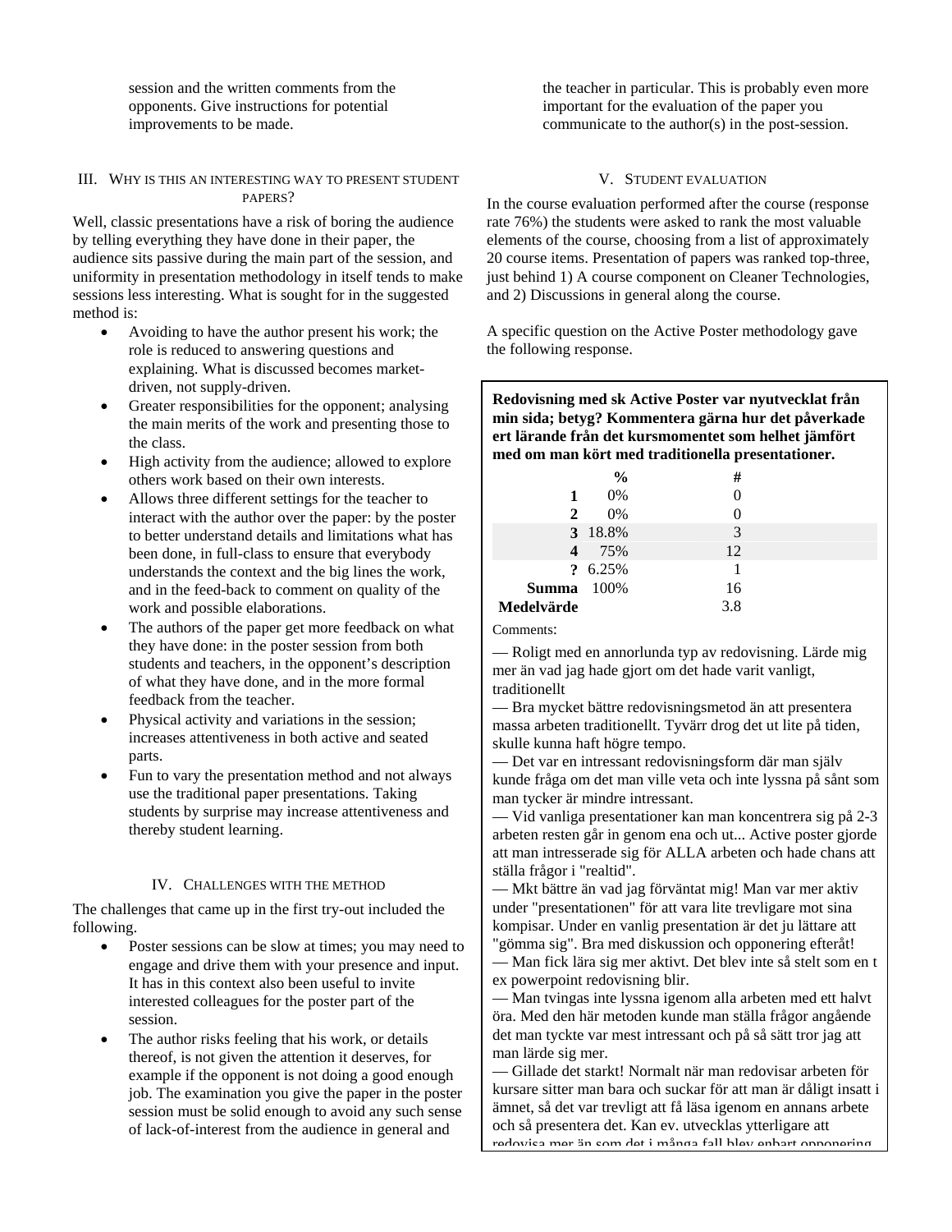session and the written comments from the opponents. Give instructions for potential improvements to be made.

## III. Why is this an interesting way to present student papers?

Well, classic presentations have a risk of boring the audience by telling everything they have done in their paper, the audience sits passive during the main part of the session, and uniformity in presentation methodology in itself tends to make sessions less interesting. What is sought for in the suggested method is:

- Avoiding to have the author present his work; the role is reduced to answering questions and explaining. What is discussed becomes market-driven, not supply-driven.
- Greater responsibilities for the opponent; analysing the main merits of the work and presenting those to the class.
- High activity from the audience; allowed to explore others work based on their own interests.
- Allows three different settings for the teacher to interact with the author over the paper: by the poster to better understand details and limitations what has been done, in full-class to ensure that everybody understands the context and the big lines the work, and in the feed-back to comment on quality of the work and possible elaborations.
- The authors of the paper get more feedback on what they have done: in the poster session from both students and teachers, in the opponent's description of what they have done, and in the more formal feedback from the teacher.
- Physical activity and variations in the session; increases attentiveness in both active and seated parts.
- Fun to vary the presentation method and not always use the traditional paper presentations. Taking students by surprise may increase attentiveness and thereby student learning.

## IV. Challenges with the method

The challenges that came up in the first try-out included the following.

- Poster sessions can be slow at times; you may need to engage and drive them with your presence and input. It has in this context also been useful to invite interested colleagues for the poster part of the session.
- The author risks feeling that his work, or details thereof, is not given the attention it deserves, for example if the opponent is not doing a good enough job. The examination you give the paper in the poster session must be solid enough to avoid any such sense of lack-of-interest from the audience in general and the teacher in particular. This is probably even more important for the evaluation of the paper you communicate to the author(s) in the post-session.

## V. Student evaluation

In the course evaluation performed after the course (response rate 76%) the students were asked to rank the most valuable elements of the course, choosing from a list of approximately 20 course items. Presentation of papers was ranked top-three, just behind 1) A course component on Cleaner Technologies, and 2) Discussions in general along the course.

A specific question on the Active Poster methodology gave the following response.

**Redovisning med sk Active Poster var nyutvecklat från min sida; betyg? Kommentera gärna hur det påverkade ert lärande från det kursmomentet som helhet jämfört med om man kört med traditionella presentationer.**

| | % | # |
|---|---|---|
| **1** | 0% | 0 |
| **2** | 0% | 0 |
| **3** | 18.8% | 3 |
| **4** | 75% | 12 |
| **?** | 6.25% | 1 |
| **Summa** | 100% | 16 |
| **Medelvärde** | | 3.8 |

Comments:

— Roligt med en annorlunda typ av redovisning. Lärde mig mer än vad jag hade gjort om det hade varit vanligt, traditionellt
— Bra mycket bättre redovisningsmetod än att presentera massa arbeten traditionellt. Tyvärr drog det ut lite på tiden, skulle kunna haft högre tempo.
— Det var en intressant redovisningsform där man själv kunde fråga om det man ville veta och inte lyssna på sånt som man tycker är mindre intressant.
— Vid vanliga presentationer kan man koncentrera sig på 2-3 arbeten resten går in genom ena och ut... Active poster gjorde att man intresserade sig för ALLA arbeten och hade chans att ställa frågor i "realtid".
— Mkt bättre än vad jag förväntat mig! Man var mer aktiv under "presentationen" för att vara lite trevligare mot sina kompisar. Under en vanlig presentation är det ju lättare att "gömma sig". Bra med diskussion och opponering efteråt!
— Man fick lära sig mer aktivt. Det blev inte så stelt som en t ex powerpoint redovisning blir.
— Man tvingas inte lyssna igenom alla arbeten med ett halvt öra. Med den här metoden kunde man ställa frågor angående det man tyckte var mest intressant och på så sätt tror jag att man lärde sig mer.
— Gillade det starkt! Normalt när man redovisar arbeten för kursare sitter man bara och suckar för att man är dåligt insatt i ämnet, så det var trevligt att få läsa igenom en annans arbete och så presentera det. Kan ev. utvecklas ytterligare att redovisa mer än som det i många fall blev enbart opponering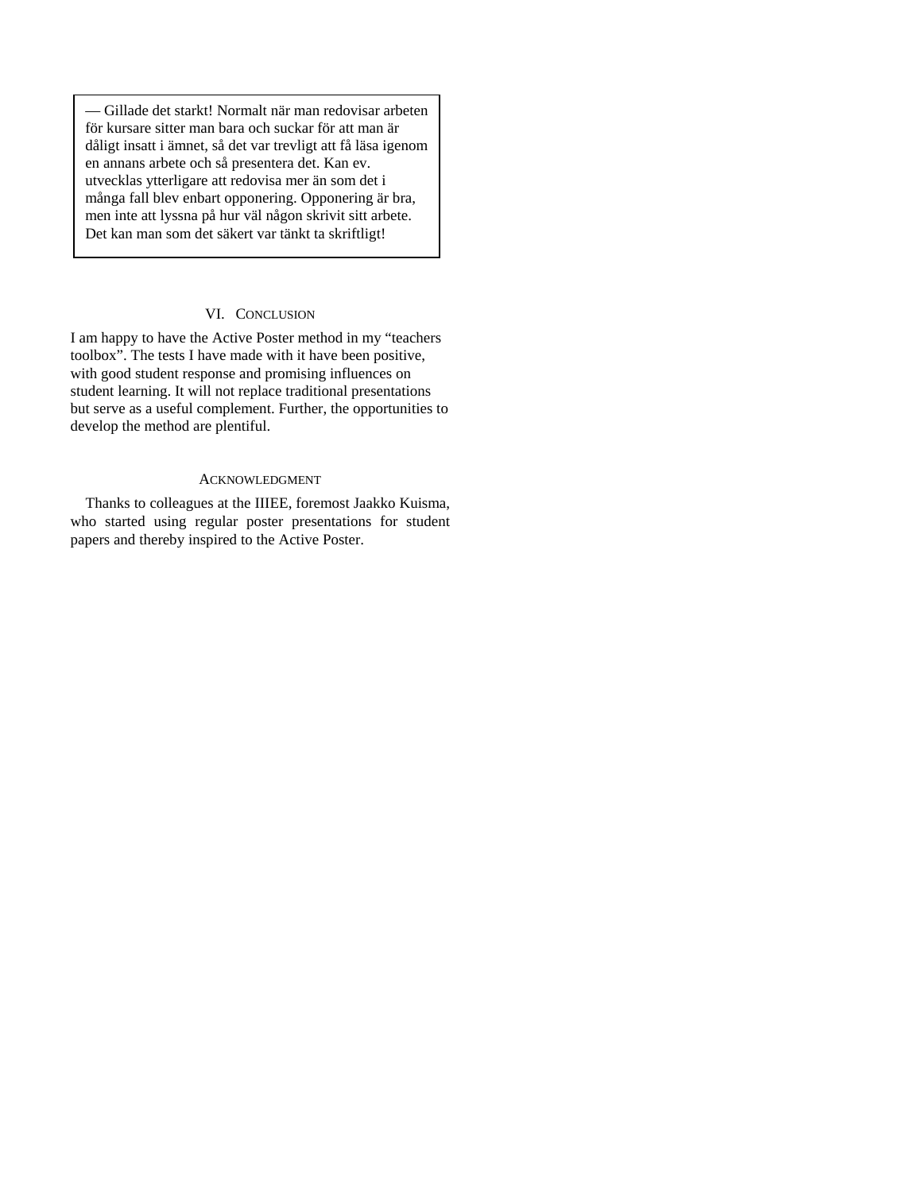> — Gillade det starkt! Normalt när man redovisar arbeten för kursare sitter man bara och suckar för att man är dåligt insatt i ämnet, så det var trevligt att få läsa igenom en annans arbete och så presentera det. Kan ev. utvecklas ytterligare att redovisa mer än som det i många fall blev enbart opponering. Opponering är bra, men inte att lyssna på hur väl någon skrivit sitt arbete. Det kan man som det säkert var tänkt ta skriftligt!

## VI. Conclusion

I am happy to have the Active Poster method in my "teachers toolbox". The tests I have made with it have been positive, with good student response and promising influences on student learning. It will not replace traditional presentations but serve as a useful complement. Further, the opportunities to develop the method are plentiful.

## Acknowledgment

Thanks to colleagues at the IIIEE, foremost Jaakko Kuisma, who started using regular poster presentations for student papers and thereby inspired to the Active Poster.